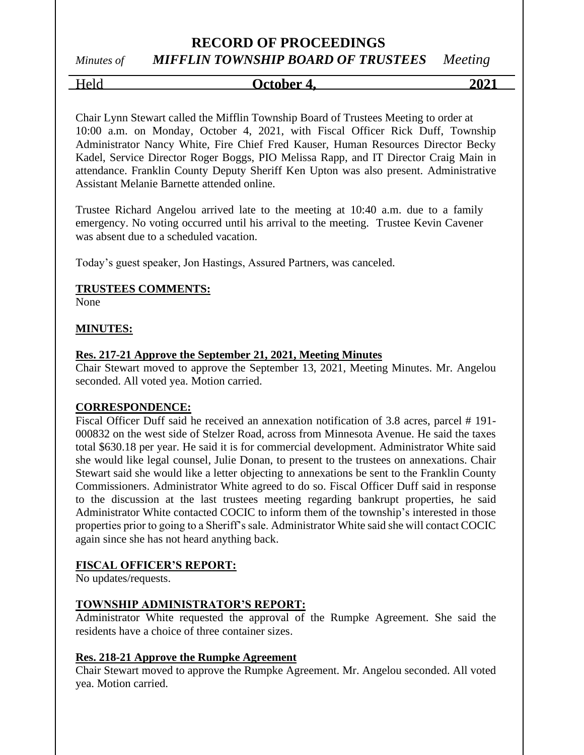# RECORD OF PROCEEDINGS

*Minutes of* ***MIFFLIN TOWNSHIP BOARD OF TRUSTEES*** *Meeting*

Held **October 4,** **2021**

Chair Lynn Stewart called the Mifflin Township Board of Trustees Meeting to order at 10:00 a.m. on Monday, October 4, 2021, with Fiscal Officer Rick Duff, Township Administrator Nancy White, Fire Chief Fred Kauser, Human Resources Director Becky Kadel, Service Director Roger Boggs, PIO Melissa Rapp, and IT Director Craig Main in attendance. Franklin County Deputy Sheriff Ken Upton was also present. Administrative Assistant Melanie Barnette attended online.

Trustee Richard Angelou arrived late to the meeting at 10:40 a.m. due to a family emergency. No voting occurred until his arrival to the meeting. Trustee Kevin Cavener was absent due to a scheduled vacation.

Today's guest speaker, Jon Hastings, Assured Partners, was canceled.

**TRUSTEES COMMENTS:**

None

**MINUTES:**

**Res. 217-21 Approve the September 21, 2021, Meeting Minutes**

Chair Stewart moved to approve the September 13, 2021, Meeting Minutes. Mr. Angelou seconded. All voted yea. Motion carried.

**CORRESPONDENCE:**

Fiscal Officer Duff said he received an annexation notification of 3.8 acres, parcel # 191-000832 on the west side of Stelzer Road, across from Minnesota Avenue. He said the taxes total $630.18 per year. He said it is for commercial development. Administrator White said she would like legal counsel, Julie Donan, to present to the trustees on annexations. Chair Stewart said she would like a letter objecting to annexations be sent to the Franklin County Commissioners. Administrator White agreed to do so. Fiscal Officer Duff said in response to the discussion at the last trustees meeting regarding bankrupt properties, he said Administrator White contacted COCIC to inform them of the township's interested in those properties prior to going to a Sheriff's sale. Administrator White said she will contact COCIC again since she has not heard anything back.

**FISCAL OFFICER'S REPORT:**

No updates/requests.

**TOWNSHIP ADMINISTRATOR'S REPORT:**

Administrator White requested the approval of the Rumpke Agreement. She said the residents have a choice of three container sizes.

**Res. 218-21 Approve the Rumpke Agreement**

Chair Stewart moved to approve the Rumpke Agreement. Mr. Angelou seconded. All voted yea. Motion carried.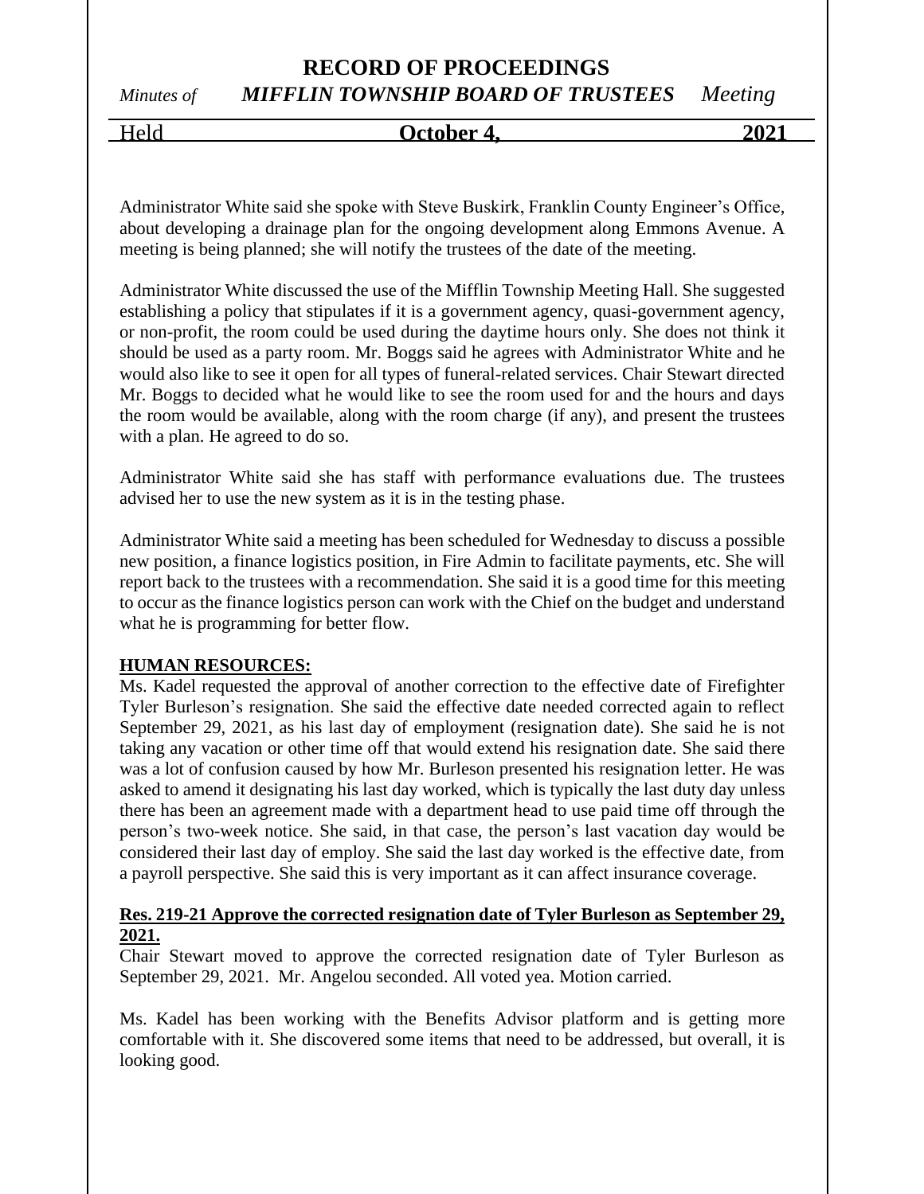Administrator White said she spoke with Steve Buskirk, Franklin County Engineer's Office, about developing a drainage plan for the ongoing development along Emmons Avenue. A meeting is being planned; she will notify the trustees of the date of the meeting.

Administrator White discussed the use of the Mifflin Township Meeting Hall. She suggested establishing a policy that stipulates if it is a government agency, quasi-government agency, or non-profit, the room could be used during the daytime hours only. She does not think it should be used as a party room. Mr. Boggs said he agrees with Administrator White and he would also like to see it open for all types of funeral-related services. Chair Stewart directed Mr. Boggs to decided what he would like to see the room used for and the hours and days the room would be available, along with the room charge (if any), and present the trustees with a plan. He agreed to do so.

Administrator White said she has staff with performance evaluations due. The trustees advised her to use the new system as it is in the testing phase.

Administrator White said a meeting has been scheduled for Wednesday to discuss a possible new position, a finance logistics position, in Fire Admin to facilitate payments, etc. She will report back to the trustees with a recommendation. She said it is a good time for this meeting to occur as the finance logistics person can work with the Chief on the budget and understand what he is programming for better flow.

**HUMAN RESOURCES:**

Ms. Kadel requested the approval of another correction to the effective date of Firefighter Tyler Burleson's resignation. She said the effective date needed corrected again to reflect September 29, 2021, as his last day of employment (resignation date). She said he is not taking any vacation or other time off that would extend his resignation date. She said there was a lot of confusion caused by how Mr. Burleson presented his resignation letter. He was asked to amend it designating his last day worked, which is typically the last duty day unless there has been an agreement made with a department head to use paid time off through the person's two-week notice. She said, in that case, the person's last vacation day would be considered their last day of employ. She said the last day worked is the effective date, from a payroll perspective. She said this is very important as it can affect insurance coverage.

**Res. 219-21 Approve the corrected resignation date of Tyler Burleson as September 29, 2021.**

Chair Stewart moved to approve the corrected resignation date of Tyler Burleson as September 29, 2021. Mr. Angelou seconded. All voted yea. Motion carried.

Ms. Kadel has been working with the Benefits Advisor platform and is getting more comfortable with it. She discovered some items that need to be addressed, but overall, it is looking good.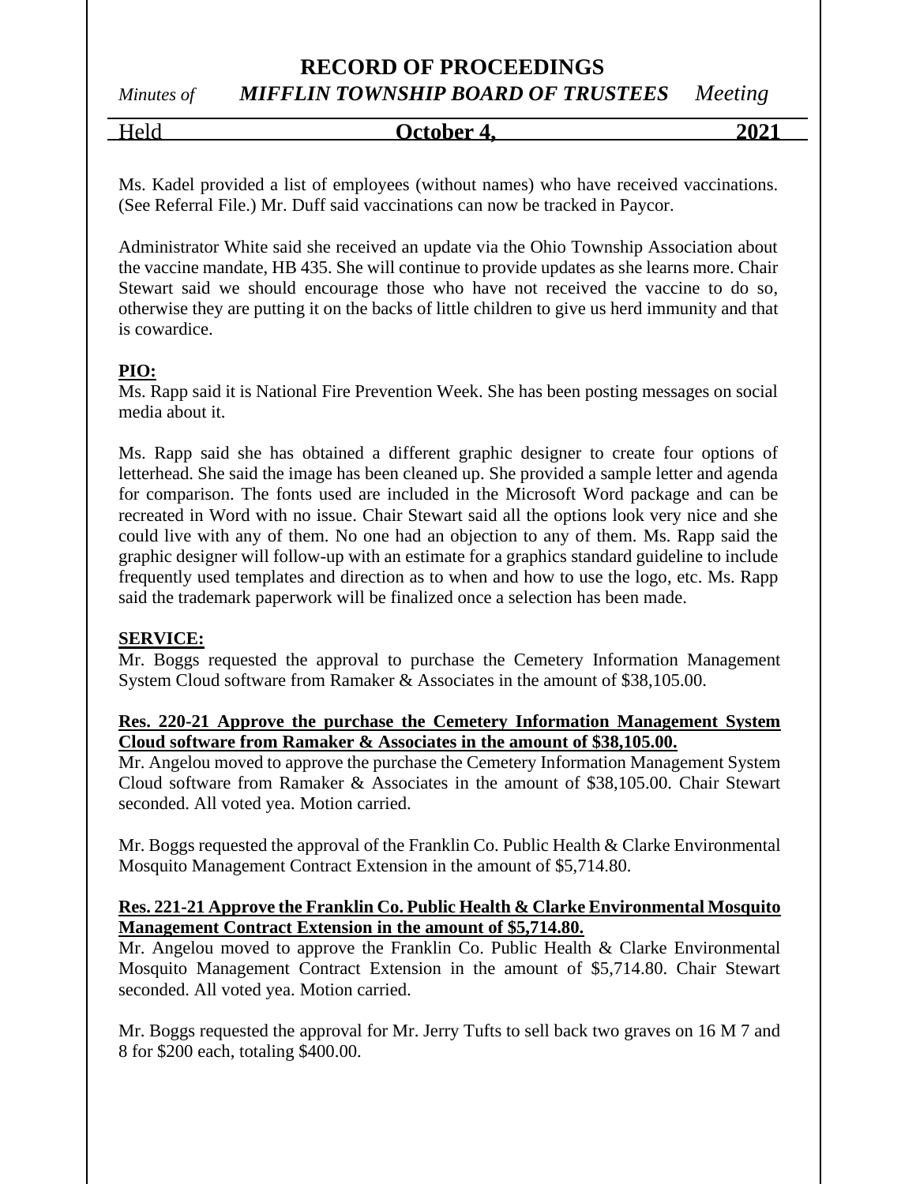Ms. Kadel provided a list of employees (without names) who have received vaccinations. (See Referral File.) Mr. Duff said vaccinations can now be tracked in Paycor.

Administrator White said she received an update via the Ohio Township Association about the vaccine mandate, HB 435. She will continue to provide updates as she learns more. Chair Stewart said we should encourage those who have not received the vaccine to do so, otherwise they are putting it on the backs of little children to give us herd immunity and that is cowardice.

**PIO:**

Ms. Rapp said it is National Fire Prevention Week. She has been posting messages on social media about it.

Ms. Rapp said she has obtained a different graphic designer to create four options of letterhead. She said the image has been cleaned up. She provided a sample letter and agenda for comparison. The fonts used are included in the Microsoft Word package and can be recreated in Word with no issue. Chair Stewart said all the options look very nice and she could live with any of them. No one had an objection to any of them. Ms. Rapp said the graphic designer will follow-up with an estimate for a graphics standard guideline to include frequently used templates and direction as to when and how to use the logo, etc. Ms. Rapp said the trademark paperwork will be finalized once a selection has been made.

**SERVICE:**

Mr. Boggs requested the approval to purchase the Cemetery Information Management System Cloud software from Ramaker & Associates in the amount of $38,105.00.

**Res. 220-21 Approve the purchase the Cemetery Information Management System Cloud software from Ramaker & Associates in the amount of $38,105.00.**

Mr. Angelou moved to approve the purchase the Cemetery Information Management System Cloud software from Ramaker & Associates in the amount of $38,105.00. Chair Stewart seconded. All voted yea. Motion carried.

Mr. Boggs requested the approval of the Franklin Co. Public Health & Clarke Environmental Mosquito Management Contract Extension in the amount of $5,714.80.

**Res. 221-21 Approve the Franklin Co. Public Health & Clarke Environmental Mosquito Management Contract Extension in the amount of $5,714.80.**

Mr. Angelou moved to approve the Franklin Co. Public Health & Clarke Environmental Mosquito Management Contract Extension in the amount of $5,714.80. Chair Stewart seconded. All voted yea. Motion carried.

Mr. Boggs requested the approval for Mr. Jerry Tufts to sell back two graves on 16 M 7 and 8 for $200 each, totaling $400.00.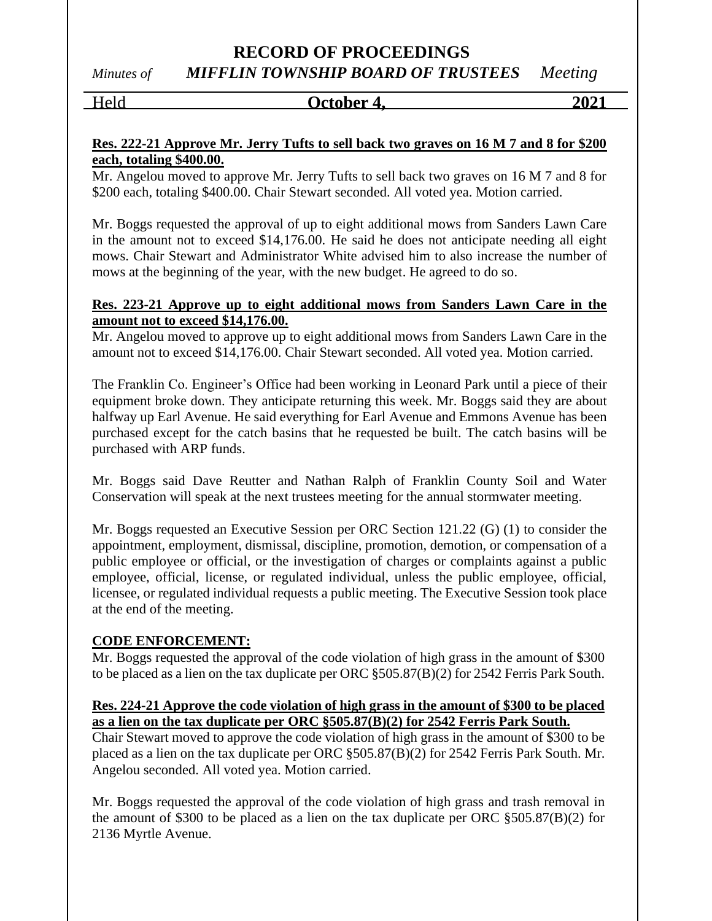**Res. 222-21 Approve Mr. Jerry Tufts to sell back two graves on 16 M 7 and 8 for $200 each, totaling $400.00.**

Mr. Angelou moved to approve Mr. Jerry Tufts to sell back two graves on 16 M 7 and 8 for $200 each, totaling $400.00. Chair Stewart seconded. All voted yea. Motion carried.

Mr. Boggs requested the approval of up to eight additional mows from Sanders Lawn Care in the amount not to exceed $14,176.00. He said he does not anticipate needing all eight mows. Chair Stewart and Administrator White advised him to also increase the number of mows at the beginning of the year, with the new budget. He agreed to do so.

**Res. 223-21 Approve up to eight additional mows from Sanders Lawn Care in the amount not to exceed $14,176.00.**

Mr. Angelou moved to approve up to eight additional mows from Sanders Lawn Care in the amount not to exceed $14,176.00. Chair Stewart seconded. All voted yea. Motion carried.

The Franklin Co. Engineer's Office had been working in Leonard Park until a piece of their equipment broke down. They anticipate returning this week. Mr. Boggs said they are about halfway up Earl Avenue. He said everything for Earl Avenue and Emmons Avenue has been purchased except for the catch basins that he requested be built. The catch basins will be purchased with ARP funds.

Mr. Boggs said Dave Reutter and Nathan Ralph of Franklin County Soil and Water Conservation will speak at the next trustees meeting for the annual stormwater meeting.

Mr. Boggs requested an Executive Session per ORC Section 121.22 (G) (1) to consider the appointment, employment, dismissal, discipline, promotion, demotion, or compensation of a public employee or official, or the investigation of charges or complaints against a public employee, official, license, or regulated individual, unless the public employee, official, licensee, or regulated individual requests a public meeting. The Executive Session took place at the end of the meeting.

**CODE ENFORCEMENT:**

Mr. Boggs requested the approval of the code violation of high grass in the amount of $300 to be placed as a lien on the tax duplicate per ORC §505.87(B)(2) for 2542 Ferris Park South.

**Res. 224-21 Approve the code violation of high grass in the amount of $300 to be placed as a lien on the tax duplicate per ORC §505.87(B)(2) for 2542 Ferris Park South.**

Chair Stewart moved to approve the code violation of high grass in the amount of $300 to be placed as a lien on the tax duplicate per ORC §505.87(B)(2) for 2542 Ferris Park South. Mr. Angelou seconded. All voted yea. Motion carried.

Mr. Boggs requested the approval of the code violation of high grass and trash removal in the amount of $300 to be placed as a lien on the tax duplicate per ORC §505.87(B)(2) for 2136 Myrtle Avenue.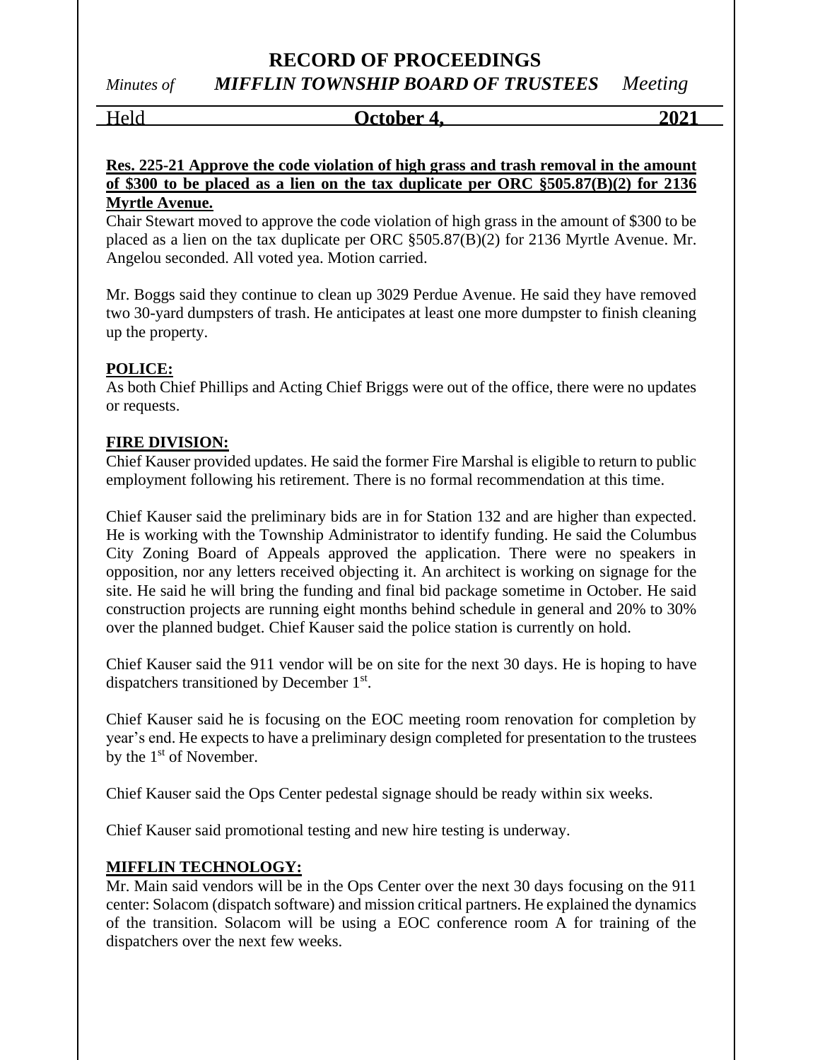**Res. 225-21 Approve the code violation of high grass and trash removal in the amount of $300 to be placed as a lien on the tax duplicate per ORC §505.87(B)(2) for 2136 Myrtle Avenue.**

Chair Stewart moved to approve the code violation of high grass in the amount of $300 to be placed as a lien on the tax duplicate per ORC §505.87(B)(2) for 2136 Myrtle Avenue. Mr. Angelou seconded. All voted yea. Motion carried.

Mr. Boggs said they continue to clean up 3029 Perdue Avenue. He said they have removed two 30-yard dumpsters of trash. He anticipates at least one more dumpster to finish cleaning up the property.

**POLICE:**

As both Chief Phillips and Acting Chief Briggs were out of the office, there were no updates or requests.

**FIRE DIVISION:**

Chief Kauser provided updates. He said the former Fire Marshal is eligible to return to public employment following his retirement. There is no formal recommendation at this time.

Chief Kauser said the preliminary bids are in for Station 132 and are higher than expected. He is working with the Township Administrator to identify funding. He said the Columbus City Zoning Board of Appeals approved the application. There were no speakers in opposition, nor any letters received objecting it. An architect is working on signage for the site. He said he will bring the funding and final bid package sometime in October. He said construction projects are running eight months behind schedule in general and 20% to 30% over the planned budget. Chief Kauser said the police station is currently on hold.

Chief Kauser said the 911 vendor will be on site for the next 30 days. He is hoping to have dispatchers transitioned by December 1st.

Chief Kauser said he is focusing on the EOC meeting room renovation for completion by year's end. He expects to have a preliminary design completed for presentation to the trustees by the 1st of November.

Chief Kauser said the Ops Center pedestal signage should be ready within six weeks.

Chief Kauser said promotional testing and new hire testing is underway.

**MIFFLIN TECHNOLOGY:**

Mr. Main said vendors will be in the Ops Center over the next 30 days focusing on the 911 center: Solacom (dispatch software) and mission critical partners. He explained the dynamics of the transition. Solacom will be using a EOC conference room A for training of the dispatchers over the next few weeks.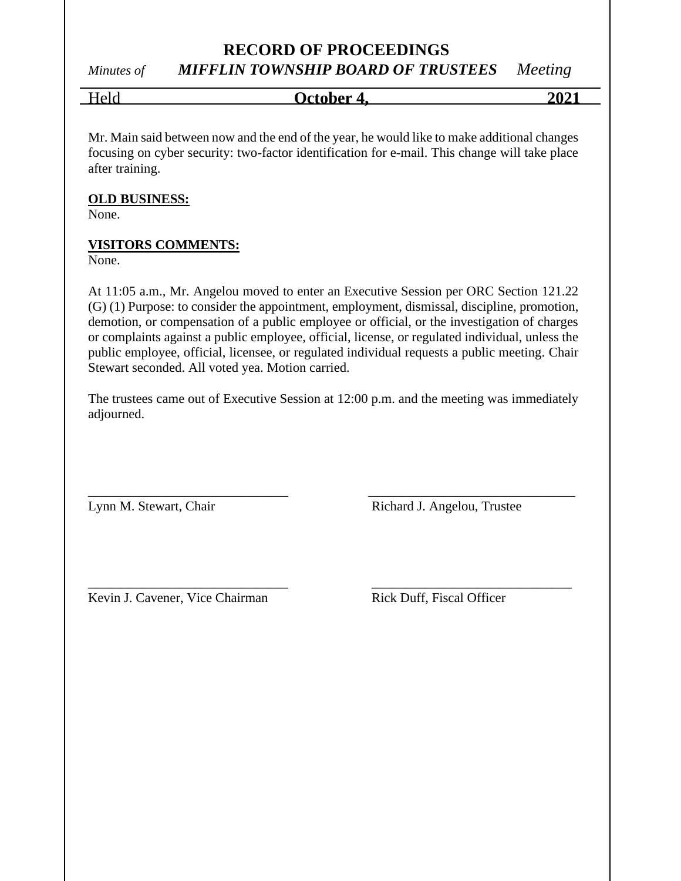Mr. Main said between now and the end of the year, he would like to make additional changes focusing on cyber security: two-factor identification for e-mail. This change will take place after training.

**OLD BUSINESS:**
None.

**VISITORS COMMENTS:**
None.

At 11:05 a.m., Mr. Angelou moved to enter an Executive Session per ORC Section 121.22 (G) (1) Purpose: to consider the appointment, employment, dismissal, discipline, promotion, demotion, or compensation of a public employee or official, or the investigation of charges or complaints against a public employee, official, license, or regulated individual, unless the public employee, official, licensee, or regulated individual requests a public meeting. Chair Stewart seconded. All voted yea. Motion carried.

The trustees came out of Executive Session at 12:00 p.m. and the meeting was immediately adjourned.

______________________________
Lynn M. Stewart, Chair

______________________________
Richard J. Angelou, Trustee

______________________________
Kevin J. Cavener, Vice Chairman

______________________________
Rick Duff, Fiscal Officer